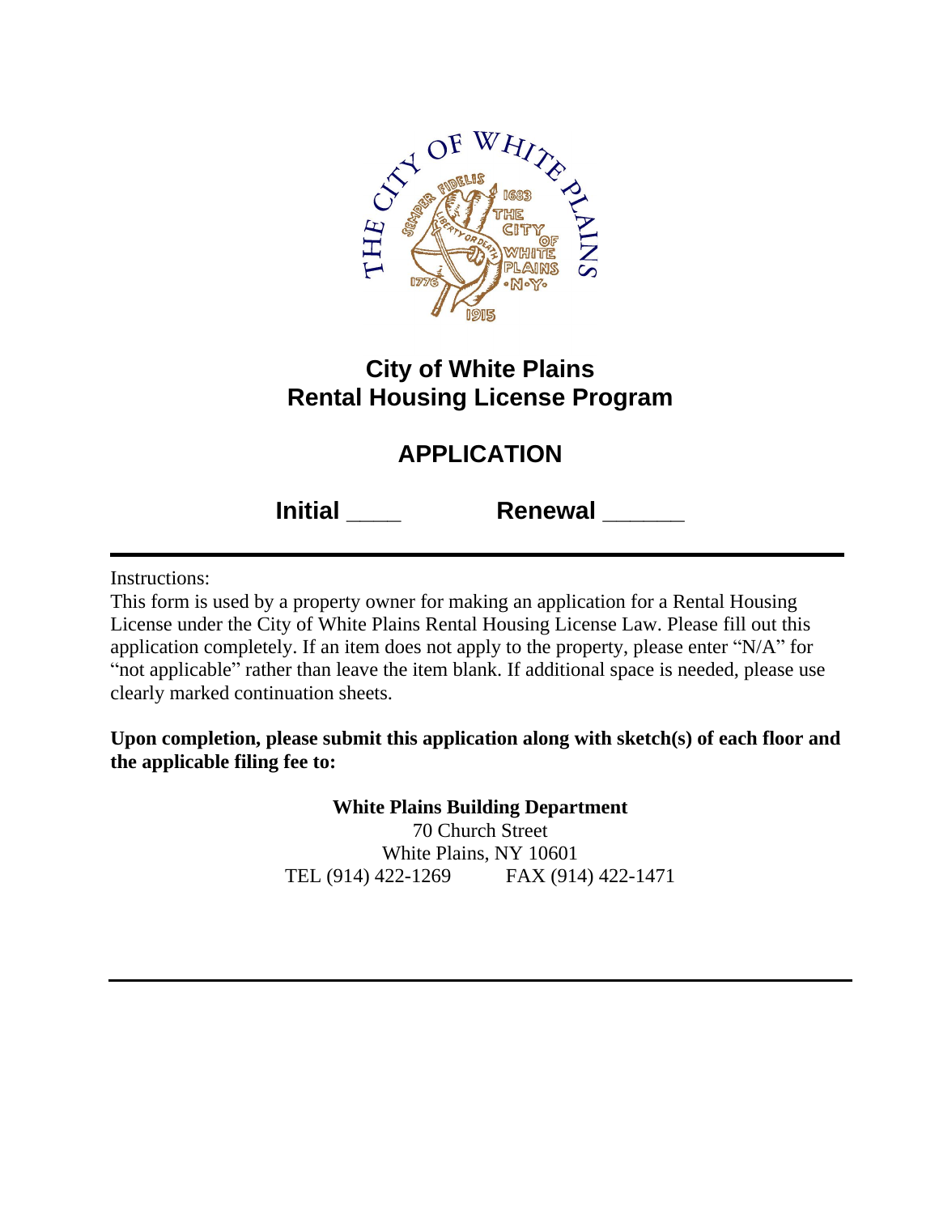# City of White Plains
# Rental Housing License Program

## APPLICATION

**Initial ____** **Renewal ______**

---

Instructions:
This form is used by a property owner for making an application for a Rental Housing License under the City of White Plains Rental Housing License Law. Please fill out this application completely. If an item does not apply to the property, please enter "N/A" for "not applicable" rather than leave the item blank. If additional space is needed, please use clearly marked continuation sheets.

**Upon completion, please submit this application along with sketch(s) of each floor and the applicable filing fee to:**

**White Plains Building Department**
70 Church Street
White Plains, NY 10601
TEL (914) 422-1269 FAX (914) 422-1471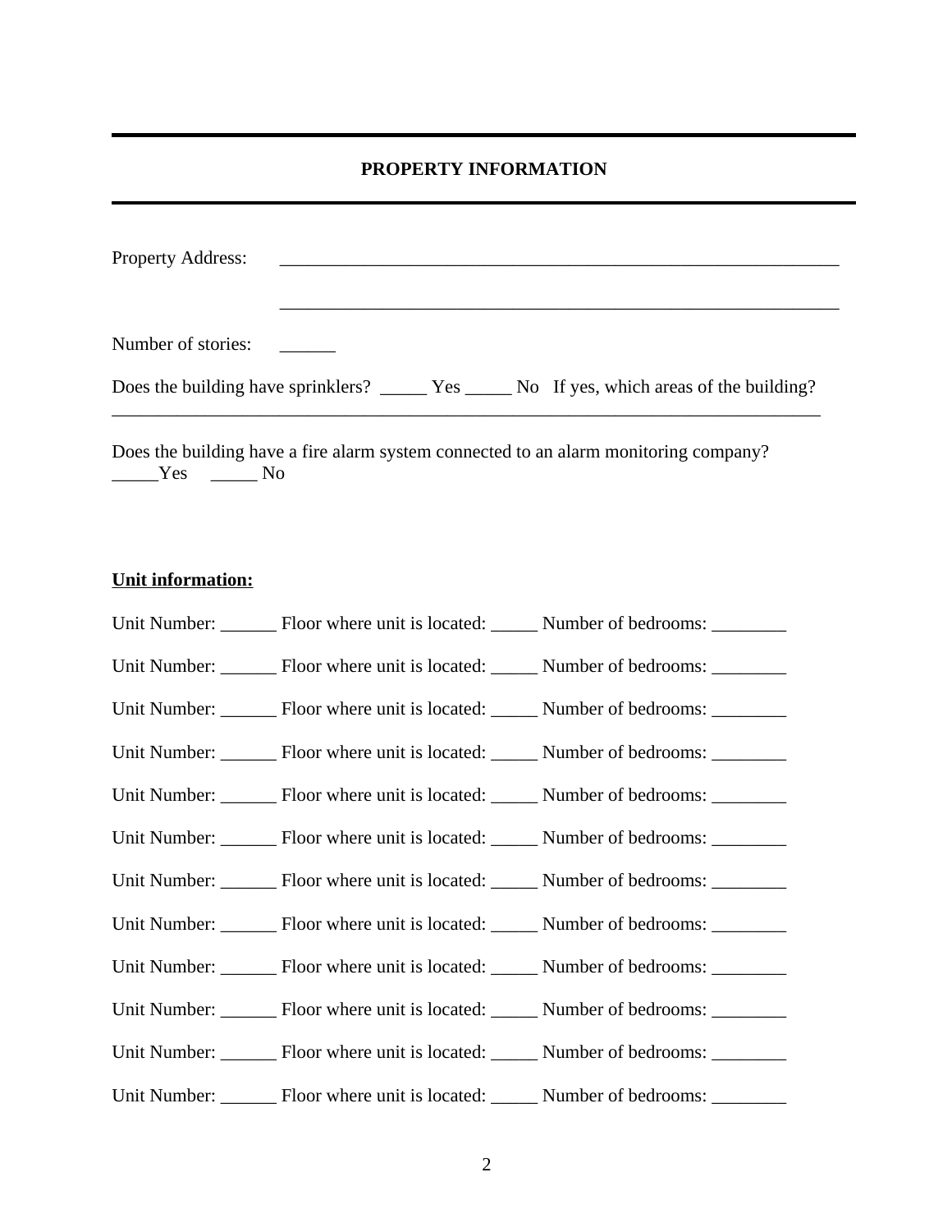## PROPERTY INFORMATION

Property Address: ______________________________________________________________

______________________________________________________________

Number of stories: ______

Does the building have sprinklers? _____ Yes _____ No If yes, which areas of the building?
_______________________________________________________________________________

Does the building have a fire alarm system connected to an alarm monitoring company?
_____Yes _____ No

**Unit information:**

Unit Number: ______ Floor where unit is located: _____ Number of bedrooms: ________

Unit Number: ______ Floor where unit is located: _____ Number of bedrooms: ________

Unit Number: ______ Floor where unit is located: _____ Number of bedrooms: ________

Unit Number: ______ Floor where unit is located: _____ Number of bedrooms: ________

Unit Number: ______ Floor where unit is located: _____ Number of bedrooms: ________

Unit Number: ______ Floor where unit is located: _____ Number of bedrooms: ________

Unit Number: ______ Floor where unit is located: _____ Number of bedrooms: ________

Unit Number: ______ Floor where unit is located: _____ Number of bedrooms: ________

Unit Number: ______ Floor where unit is located: _____ Number of bedrooms: ________

Unit Number: ______ Floor where unit is located: _____ Number of bedrooms: ________

Unit Number: ______ Floor where unit is located: _____ Number of bedrooms: ________

Unit Number: ______ Floor where unit is located: _____ Number of bedrooms: ________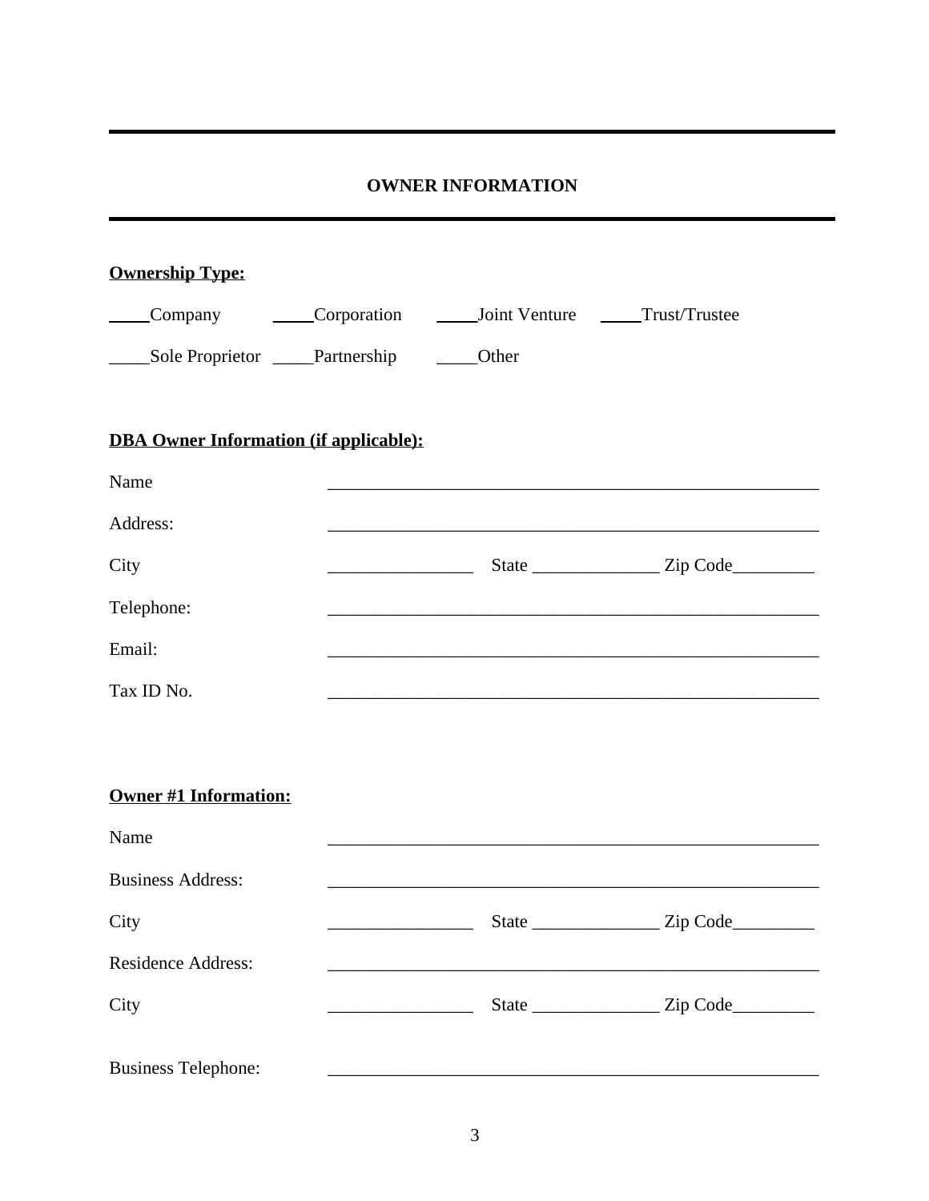## OWNER INFORMATION

**Ownership Type:**

_____Company _____Corporation _____Joint Venture _____Trust/Trustee

_____Sole Proprietor _____Partnership _____Other

**DBA Owner Information (if applicable):**

Name ________________________________________________________

Address: ________________________________________________________

City ________________ State ______________ Zip Code_________

Telephone: ________________________________________________________

Email: ________________________________________________________

Tax ID No. ________________________________________________________

**Owner #1 Information:**

Name ________________________________________________________

Business Address: ________________________________________________________

City ________________ State ______________ Zip Code_________

Residence Address: ________________________________________________________

City ________________ State ______________ Zip Code_________

Business Telephone: ________________________________________________________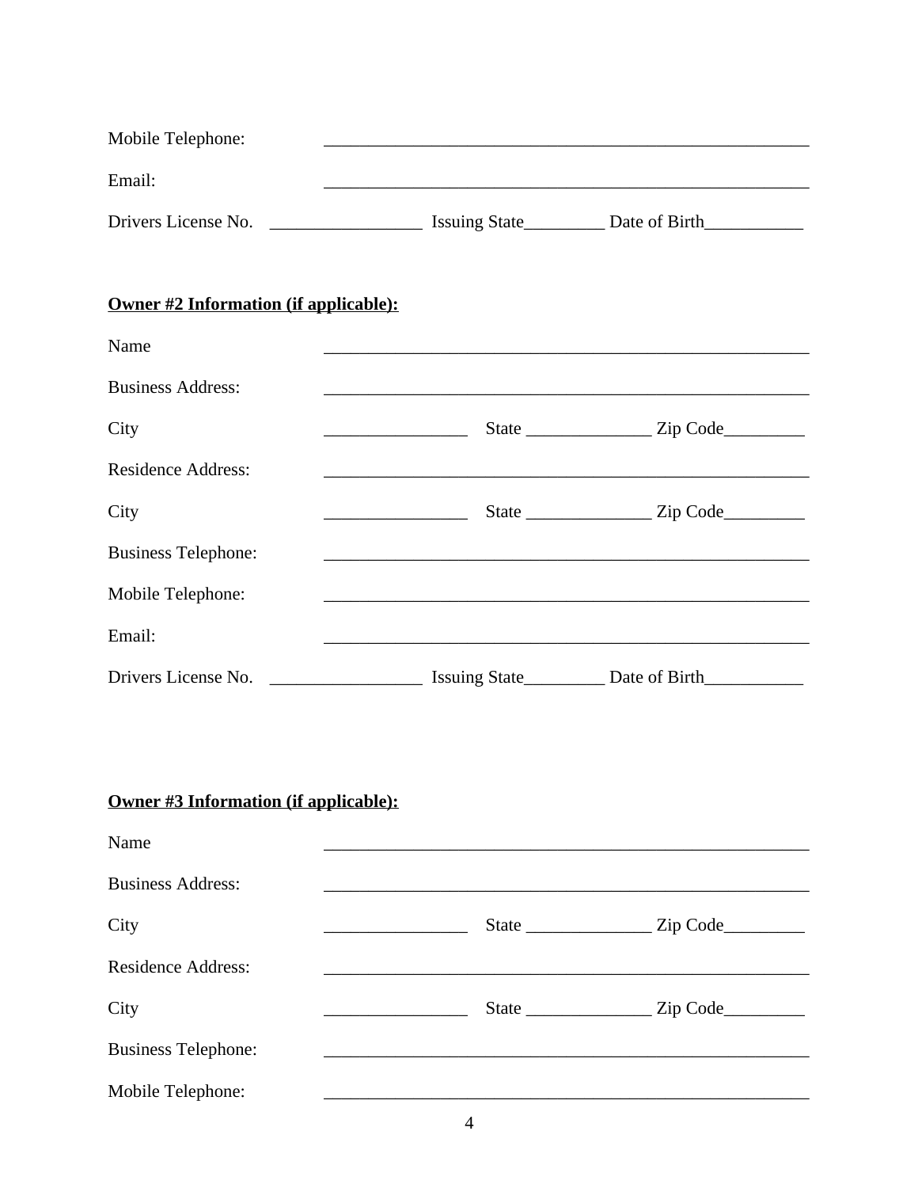Mobile Telephone: \_\_\_\_\_\_\_\_\_\_\_\_\_\_\_\_\_\_\_\_\_\_\_\_\_\_\_\_\_\_\_\_\_\_\_\_\_\_\_\_\_\_\_\_\_\_\_\_\_\_\_\_\_\_\_

Email: \_\_\_\_\_\_\_\_\_\_\_\_\_\_\_\_\_\_\_\_\_\_\_\_\_\_\_\_\_\_\_\_\_\_\_\_\_\_\_\_\_\_\_\_\_\_\_\_\_\_\_\_\_\_\_

Drivers License No. \_\_\_\_\_\_\_\_\_\_\_\_\_\_\_\_\_ Issuing State\_\_\_\_\_\_\_\_\_ Date of Birth\_\_\_\_\_\_\_\_\_\_\_

**<u>Owner #2 Information (if applicable):</u>**

Name \_\_\_\_\_\_\_\_\_\_\_\_\_\_\_\_\_\_\_\_\_\_\_\_\_\_\_\_\_\_\_\_\_\_\_\_\_\_\_\_\_\_\_\_\_\_\_\_\_\_\_\_\_\_\_

Business Address: \_\_\_\_\_\_\_\_\_\_\_\_\_\_\_\_\_\_\_\_\_\_\_\_\_\_\_\_\_\_\_\_\_\_\_\_\_\_\_\_\_\_\_\_\_\_\_\_\_\_\_\_\_\_\_

City \_\_\_\_\_\_\_\_\_\_\_\_\_\_\_\_ State \_\_\_\_\_\_\_\_\_\_\_\_\_\_ Zip Code\_\_\_\_\_\_\_\_\_

Residence Address: \_\_\_\_\_\_\_\_\_\_\_\_\_\_\_\_\_\_\_\_\_\_\_\_\_\_\_\_\_\_\_\_\_\_\_\_\_\_\_\_\_\_\_\_\_\_\_\_\_\_\_\_\_\_\_

City \_\_\_\_\_\_\_\_\_\_\_\_\_\_\_\_ State \_\_\_\_\_\_\_\_\_\_\_\_\_\_ Zip Code\_\_\_\_\_\_\_\_\_

Business Telephone: \_\_\_\_\_\_\_\_\_\_\_\_\_\_\_\_\_\_\_\_\_\_\_\_\_\_\_\_\_\_\_\_\_\_\_\_\_\_\_\_\_\_\_\_\_\_\_\_\_\_\_\_\_\_\_

Mobile Telephone: \_\_\_\_\_\_\_\_\_\_\_\_\_\_\_\_\_\_\_\_\_\_\_\_\_\_\_\_\_\_\_\_\_\_\_\_\_\_\_\_\_\_\_\_\_\_\_\_\_\_\_\_\_\_\_

Email: \_\_\_\_\_\_\_\_\_\_\_\_\_\_\_\_\_\_\_\_\_\_\_\_\_\_\_\_\_\_\_\_\_\_\_\_\_\_\_\_\_\_\_\_\_\_\_\_\_\_\_\_\_\_\_

Drivers License No. \_\_\_\_\_\_\_\_\_\_\_\_\_\_\_\_\_ Issuing State\_\_\_\_\_\_\_\_\_ Date of Birth\_\_\_\_\_\_\_\_\_\_\_

**<u>Owner #3 Information (if applicable):</u>**

Name \_\_\_\_\_\_\_\_\_\_\_\_\_\_\_\_\_\_\_\_\_\_\_\_\_\_\_\_\_\_\_\_\_\_\_\_\_\_\_\_\_\_\_\_\_\_\_\_\_\_\_\_\_\_\_

Business Address: \_\_\_\_\_\_\_\_\_\_\_\_\_\_\_\_\_\_\_\_\_\_\_\_\_\_\_\_\_\_\_\_\_\_\_\_\_\_\_\_\_\_\_\_\_\_\_\_\_\_\_\_\_\_\_

City \_\_\_\_\_\_\_\_\_\_\_\_\_\_\_\_ State \_\_\_\_\_\_\_\_\_\_\_\_\_\_ Zip Code\_\_\_\_\_\_\_\_\_

Residence Address: \_\_\_\_\_\_\_\_\_\_\_\_\_\_\_\_\_\_\_\_\_\_\_\_\_\_\_\_\_\_\_\_\_\_\_\_\_\_\_\_\_\_\_\_\_\_\_\_\_\_\_\_\_\_\_

City \_\_\_\_\_\_\_\_\_\_\_\_\_\_\_\_ State \_\_\_\_\_\_\_\_\_\_\_\_\_\_ Zip Code\_\_\_\_\_\_\_\_\_

Business Telephone: \_\_\_\_\_\_\_\_\_\_\_\_\_\_\_\_\_\_\_\_\_\_\_\_\_\_\_\_\_\_\_\_\_\_\_\_\_\_\_\_\_\_\_\_\_\_\_\_\_\_\_\_\_\_\_

Mobile Telephone: \_\_\_\_\_\_\_\_\_\_\_\_\_\_\_\_\_\_\_\_\_\_\_\_\_\_\_\_\_\_\_\_\_\_\_\_\_\_\_\_\_\_\_\_\_\_\_\_\_\_\_\_\_\_\_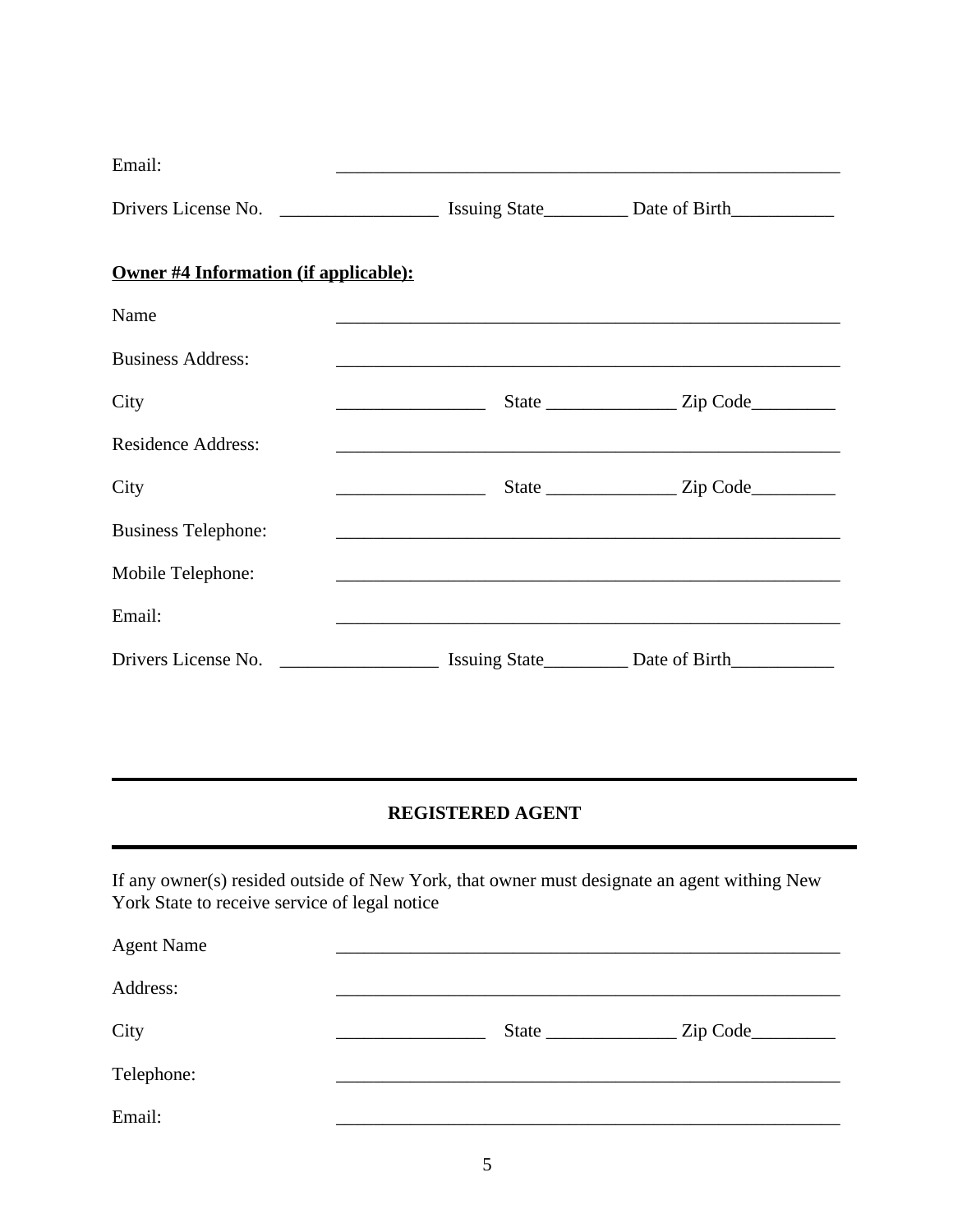Email: \_\_\_\_\_\_\_\_\_\_\_\_\_\_\_\_\_\_\_\_\_\_\_\_\_\_\_\_\_\_\_\_\_\_\_\_\_\_\_\_\_\_\_\_\_\_\_\_\_\_\_\_\_\_

Drivers License No. \_\_\_\_\_\_\_\_\_\_\_\_\_\_\_\_\_ Issuing State\_\_\_\_\_\_\_\_\_ Date of Birth\_\_\_\_\_\_\_\_\_\_\_

**<u>Owner #4 Information (if applicable):</u>**

Name \_\_\_\_\_\_\_\_\_\_\_\_\_\_\_\_\_\_\_\_\_\_\_\_\_\_\_\_\_\_\_\_\_\_\_\_\_\_\_\_\_\_\_\_\_\_\_\_\_\_\_\_\_\_

Business Address: \_\_\_\_\_\_\_\_\_\_\_\_\_\_\_\_\_\_\_\_\_\_\_\_\_\_\_\_\_\_\_\_\_\_\_\_\_\_\_\_\_\_\_\_\_\_\_\_\_\_\_\_\_\_

City \_\_\_\_\_\_\_\_\_\_\_\_\_\_\_\_ State \_\_\_\_\_\_\_\_\_\_\_\_\_\_ Zip Code\_\_\_\_\_\_\_\_\_

Residence Address: \_\_\_\_\_\_\_\_\_\_\_\_\_\_\_\_\_\_\_\_\_\_\_\_\_\_\_\_\_\_\_\_\_\_\_\_\_\_\_\_\_\_\_\_\_\_\_\_\_\_\_\_\_\_

City \_\_\_\_\_\_\_\_\_\_\_\_\_\_\_\_ State \_\_\_\_\_\_\_\_\_\_\_\_\_\_ Zip Code\_\_\_\_\_\_\_\_\_

Business Telephone: \_\_\_\_\_\_\_\_\_\_\_\_\_\_\_\_\_\_\_\_\_\_\_\_\_\_\_\_\_\_\_\_\_\_\_\_\_\_\_\_\_\_\_\_\_\_\_\_\_\_\_\_\_\_

Mobile Telephone: \_\_\_\_\_\_\_\_\_\_\_\_\_\_\_\_\_\_\_\_\_\_\_\_\_\_\_\_\_\_\_\_\_\_\_\_\_\_\_\_\_\_\_\_\_\_\_\_\_\_\_\_\_\_

Email: \_\_\_\_\_\_\_\_\_\_\_\_\_\_\_\_\_\_\_\_\_\_\_\_\_\_\_\_\_\_\_\_\_\_\_\_\_\_\_\_\_\_\_\_\_\_\_\_\_\_\_\_\_\_

Drivers License No. \_\_\_\_\_\_\_\_\_\_\_\_\_\_\_\_\_ Issuing State\_\_\_\_\_\_\_\_\_ Date of Birth\_\_\_\_\_\_\_\_\_\_\_

---

## REGISTERED AGENT

---

If any owner(s) resided outside of New York, that owner must designate an agent withing New York State to receive service of legal notice

Agent Name \_\_\_\_\_\_\_\_\_\_\_\_\_\_\_\_\_\_\_\_\_\_\_\_\_\_\_\_\_\_\_\_\_\_\_\_\_\_\_\_\_\_\_\_\_\_\_\_\_\_\_\_\_\_

Address: \_\_\_\_\_\_\_\_\_\_\_\_\_\_\_\_\_\_\_\_\_\_\_\_\_\_\_\_\_\_\_\_\_\_\_\_\_\_\_\_\_\_\_\_\_\_\_\_\_\_\_\_\_\_

City \_\_\_\_\_\_\_\_\_\_\_\_\_\_\_\_ State \_\_\_\_\_\_\_\_\_\_\_\_\_\_ Zip Code\_\_\_\_\_\_\_\_\_

Telephone: \_\_\_\_\_\_\_\_\_\_\_\_\_\_\_\_\_\_\_\_\_\_\_\_\_\_\_\_\_\_\_\_\_\_\_\_\_\_\_\_\_\_\_\_\_\_\_\_\_\_\_\_\_\_

Email: \_\_\_\_\_\_\_\_\_\_\_\_\_\_\_\_\_\_\_\_\_\_\_\_\_\_\_\_\_\_\_\_\_\_\_\_\_\_\_\_\_\_\_\_\_\_\_\_\_\_\_\_\_\_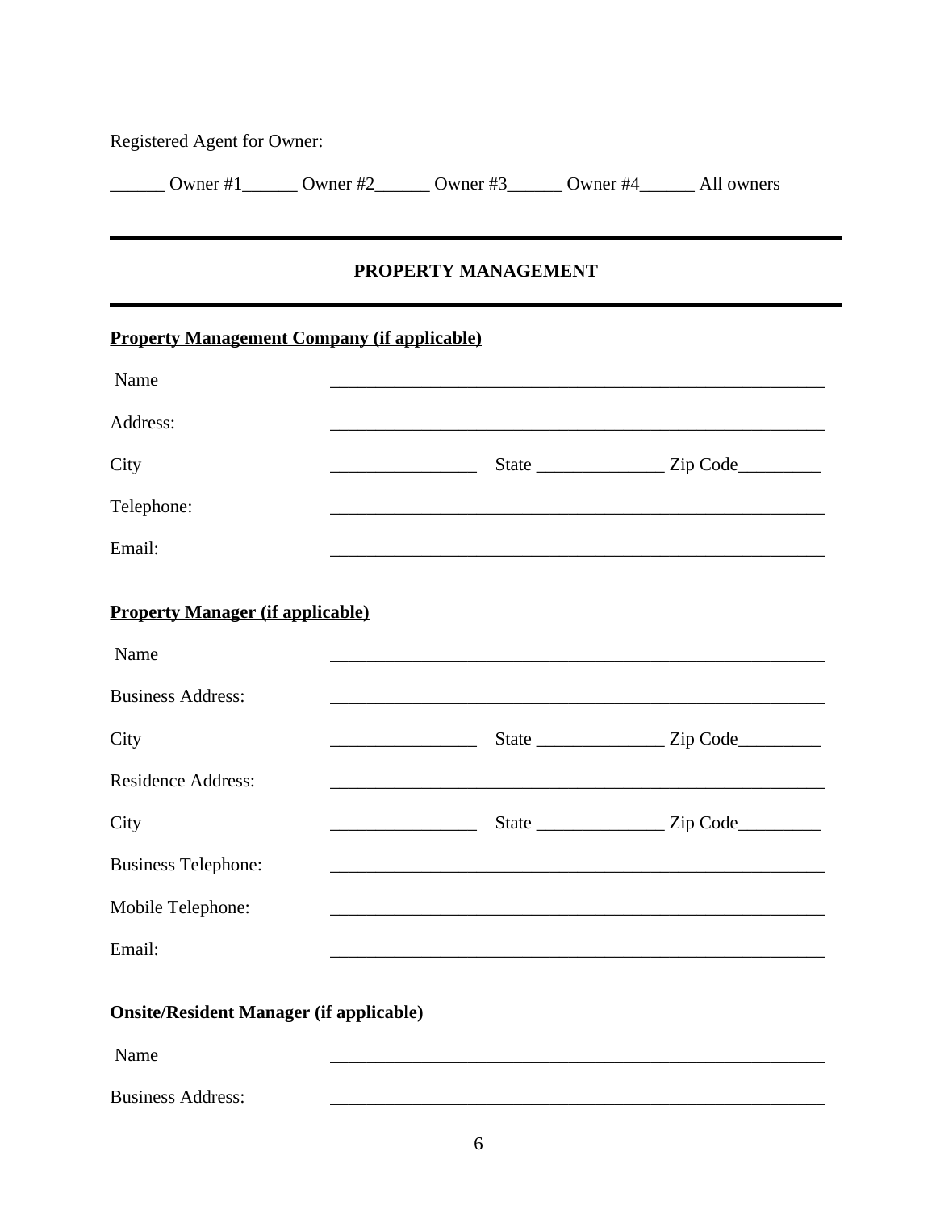Registered Agent for Owner:

______ Owner #1______ Owner #2______ Owner #3______ Owner #4______ All owners

---

## PROPERTY MANAGEMENT

---

**Property Management Company (if applicable)**

Name ________________________________________________________

Address: ________________________________________________________

City ________________ State ______________ Zip Code_________

Telephone: ________________________________________________________

Email: ________________________________________________________

**Property Manager (if applicable)**

Name ________________________________________________________

Business Address: ________________________________________________________

City ________________ State ______________ Zip Code_________

Residence Address: ________________________________________________________

City ________________ State ______________ Zip Code_________

Business Telephone: ________________________________________________________

Mobile Telephone: ________________________________________________________

Email: ________________________________________________________

**Onsite/Resident Manager (if applicable)**

Name ________________________________________________________

Business Address: ________________________________________________________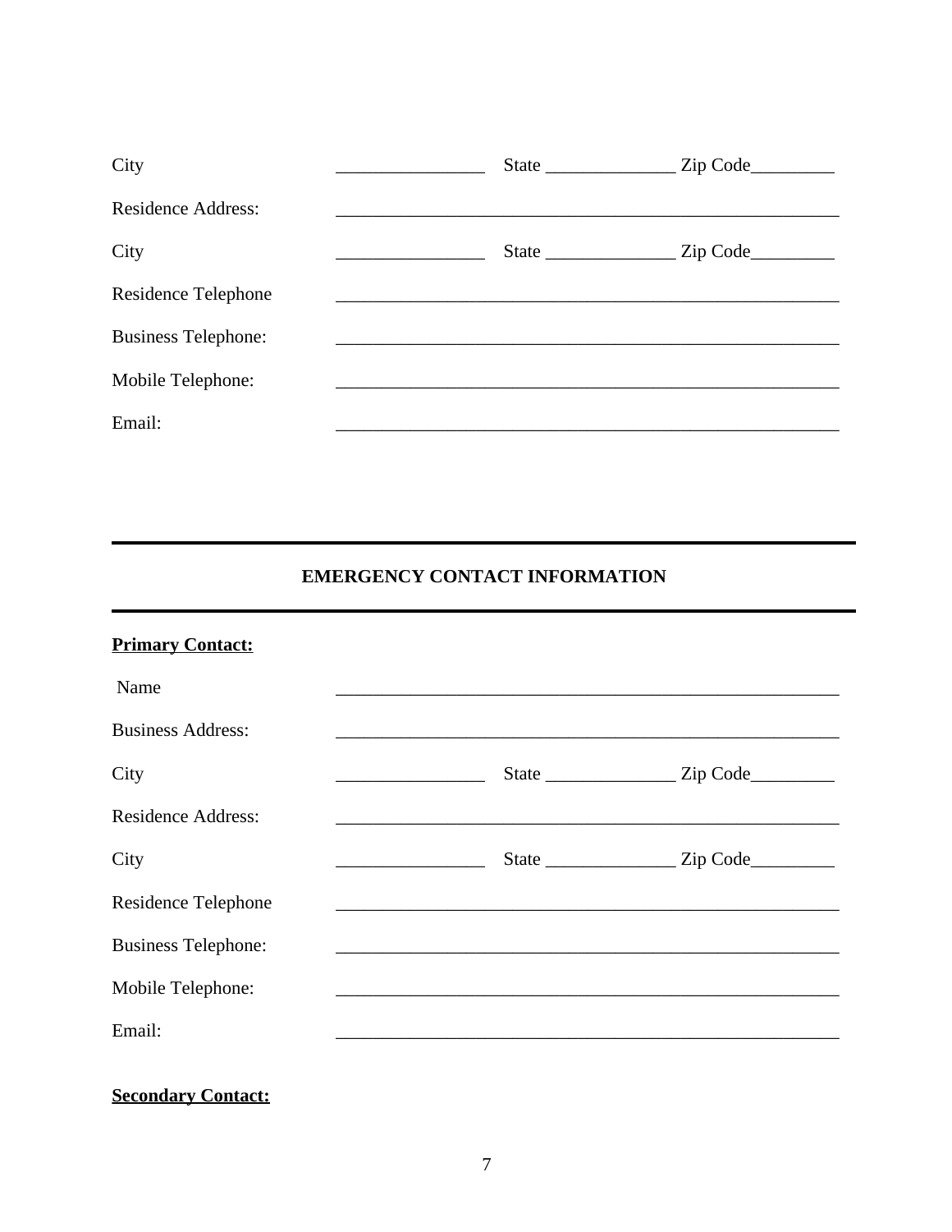City ________________ State ______________ Zip Code_________

Residence Address: _______________________________________________________

City ________________ State ______________ Zip Code_________

Residence Telephone _______________________________________________________

Business Telephone: _______________________________________________________

Mobile Telephone: _______________________________________________________

Email: _______________________________________________________

---

## EMERGENCY CONTACT INFORMATION

---

**Primary Contact:**

Name _______________________________________________________

Business Address: _______________________________________________________

City ________________ State ______________ Zip Code_________

Residence Address: _______________________________________________________

City ________________ State ______________ Zip Code_________

Residence Telephone _______________________________________________________

Business Telephone: _______________________________________________________

Mobile Telephone: _______________________________________________________

Email: _______________________________________________________

**Secondary Contact:**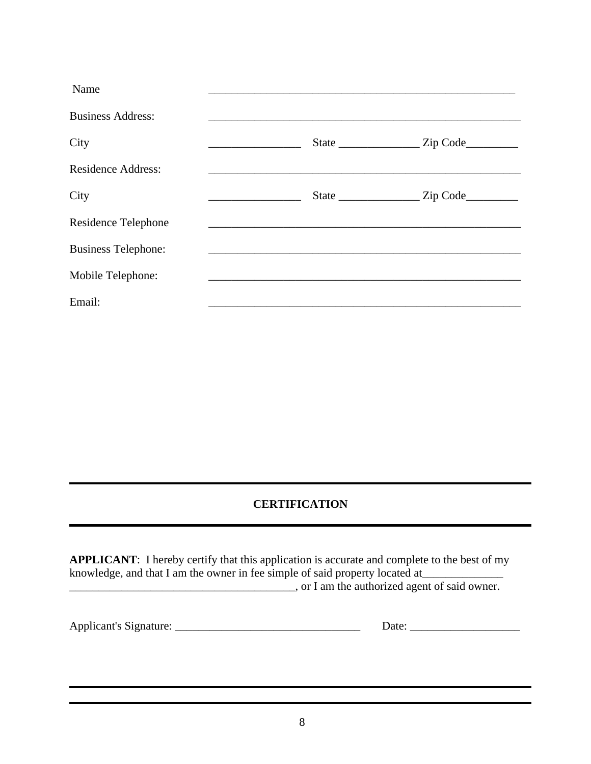Name ________________________________________________________

Business Address: ________________________________________________________

City ________________ State ______________ Zip Code_________

Residence Address: ________________________________________________________

City ________________ State ______________ Zip Code_________

Residence Telephone ________________________________________________________

Business Telephone: ________________________________________________________

Mobile Telephone: ________________________________________________________

Email: ________________________________________________________

---

## CERTIFICATION

---

**APPLICANT**: I hereby certify that this application is accurate and complete to the best of my knowledge, and that I am the owner in fee simple of said property located at______________ _______________________________________, or I am the authorized agent of said owner.

Applicant's Signature: ________________________________ Date: ___________________

---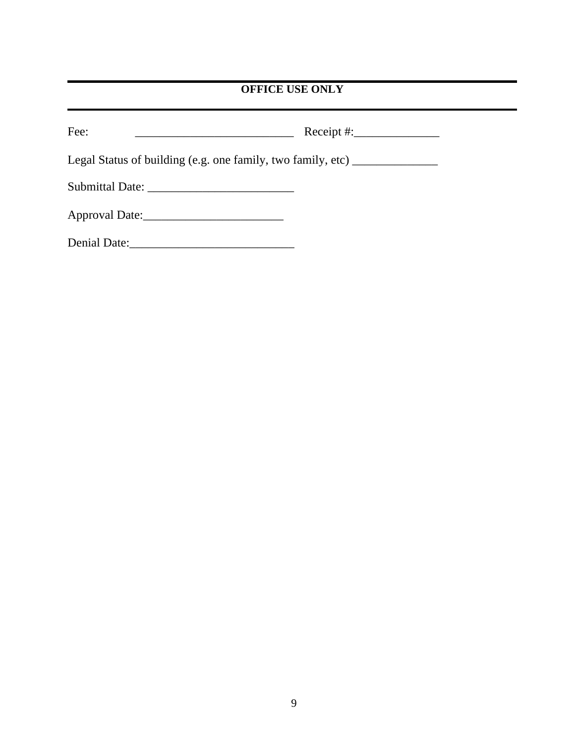**OFFICE USE ONLY**

Fee: ___________________________ Receipt #:______________

Legal Status of building (e.g. one family, two family, etc) ______________

Submittal Date: ________________________

Approval Date:_______________________

Denial Date:___________________________